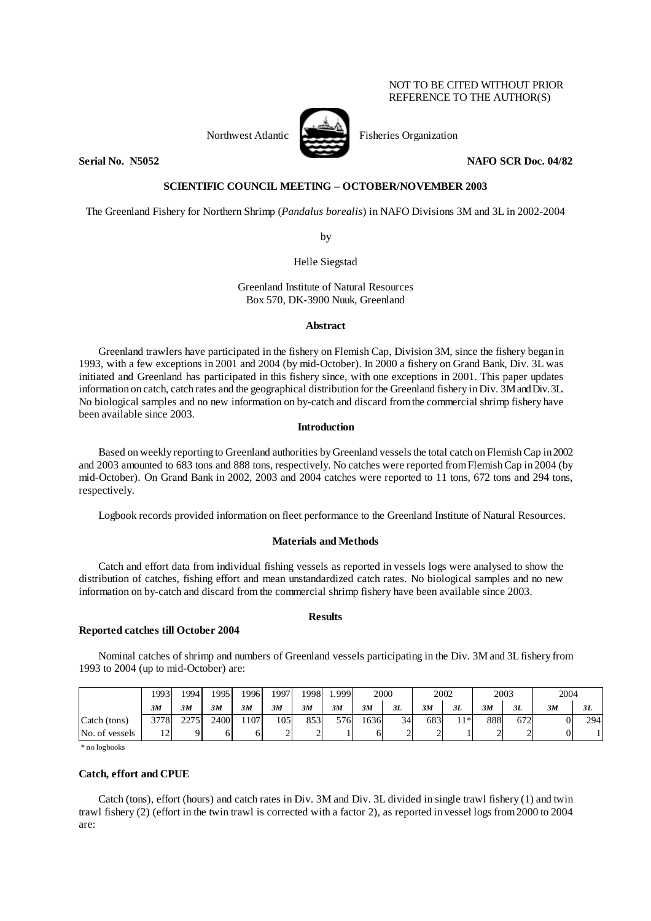NOT TO BE CITED WITHOUT PRIOR REFERENCE TO THE AUTHOR(S)

Northwest Atlantic Fisheries Organization

**Serial No. N5052** **NAFO SCR Doc. 04/82**

**SCIENTIFIC COUNCIL MEETING – OCTOBER/NOVEMBER 2003**

The Greenland Fishery for Northern Shrimp (*Pandalus borealis*) in NAFO Divisions 3M and 3L in 2002-2004

by

Helle Siegstad

Greenland Institute of Natural Resources
Box 570, DK-3900 Nuuk, Greenland

## Abstract

Greenland trawlers have participated in the fishery on Flemish Cap, Division 3M, since the fishery began in 1993, with a few exceptions in 2001 and 2004 (by mid-October). In 2000 a fishery on Grand Bank, Div. 3L was initiated and Greenland has participated in this fishery since, with one exceptions in 2001. This paper updates information on catch, catch rates and the geographical distribution for the Greenland fishery in Div. 3M and Div. 3L. No biological samples and no new information on by-catch and discard from the commercial shrimp fishery have been available since 2003.

## Introduction

Based on weekly reporting to Greenland authorities by Greenland vessels the total catch on Flemish Cap in 2002 and 2003 amounted to 683 tons and 888 tons, respectively. No catches were reported from Flemish Cap in 2004 (by mid-October). On Grand Bank in 2002, 2003 and 2004 catches were reported to 11 tons, 672 tons and 294 tons, respectively.

Logbook records provided information on fleet performance to the Greenland Institute of Natural Resources.

## Materials and Methods

Catch and effort data from individual fishing vessels as reported in vessels logs were analysed to show the distribution of catches, fishing effort and mean unstandardized catch rates. No biological samples and no new information on by-catch and discard from the commercial shrimp fishery have been available since 2003.

## Results

### Reported catches till October 2004

Nominal catches of shrimp and numbers of Greenland vessels participating in the Div. 3M and 3L fishery from 1993 to 2004 (up to mid-October) are:

| | 1993 | 1994 | 1995 | 1996 | 1997 | 1998 | 1.999 | 2000 | | 2002 | | 2003 | | 2004 | |
|---|---|---|---|---|---|---|---|---|---|---|---|---|---|---|---|
| | ***3M*** | ***3M*** | ***3M*** | ***3M*** | ***3M*** | ***3M*** | ***3M*** | ***3M*** | ***3L*** | ***3M*** | ***3L*** | ***3M*** | ***3L*** | ***3M*** | ***3L*** |
| Catch (tons) | 3778 | 2275 | 2400 | 1107 | 105 | 853 | 576 | 1636 | 34 | 683 | 11* | 888 | 672 | 0 | 294 |
| No. of vessels | 12 | 9 | 6 | 6 | 2 | 2 | 1 | 6 | 2 | 2 | 1 | 2 | 2 | 0 | 1 |

\* no logbooks

### Catch, effort and CPUE

Catch (tons), effort (hours) and catch rates in Div. 3M and Div. 3L divided in single trawl fishery (1) and twin trawl fishery (2) (effort in the twin trawl is corrected with a factor 2), as reported in vessel logs from 2000 to 2004 are: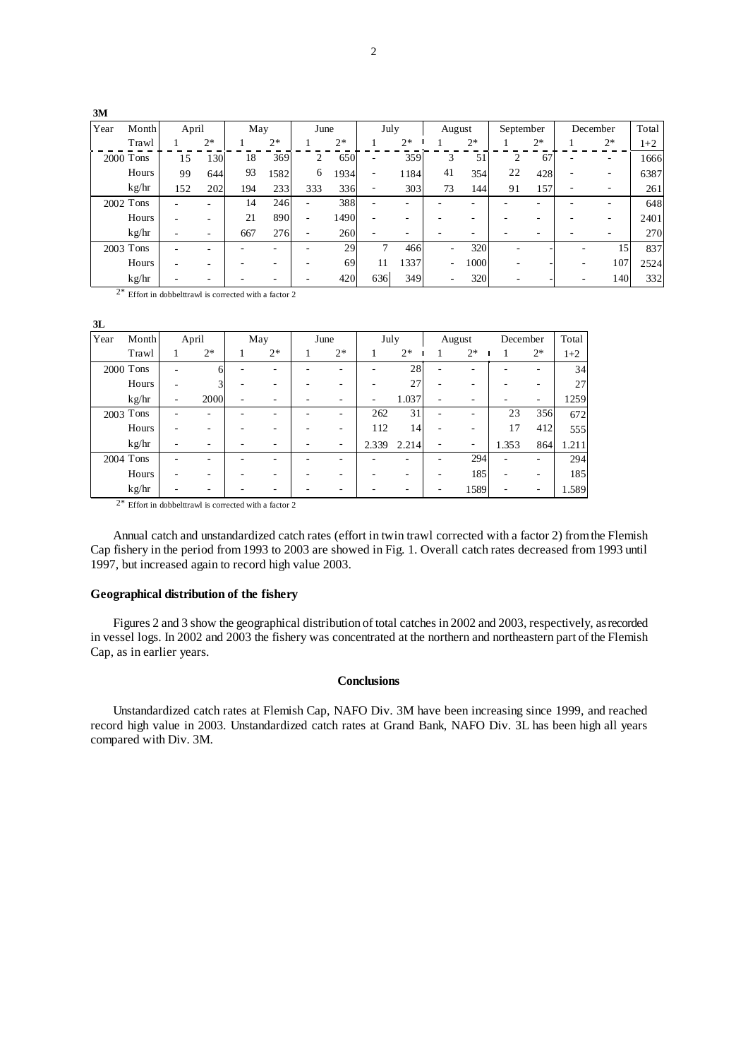**3M**

| Year | Month | April | | May | | June | | July | | August | | September | | December | | Total |
|---|---|---|---|---|---|---|---|---|---|---|---|---|---|---|---|---|
| | Trawl | 1 | 2* | 1 | 2* | 1 | 2* | 1 | 2* | 1 | 2* | 1 | 2* | 1 | 2* | 1+2 |
| 2000 | Tons | 15 | 130 | 18 | 369 | 2 | 650 | - | 359 | 3 | 51 | 2 | 67 | - | - | 1666 |
| | Hours | 99 | 644 | 93 | 1582 | 6 | 1934 | - | 1184 | 41 | 354 | 22 | 428 | - | - | 6387 |
| | kg/hr | 152 | 202 | 194 | 233 | 333 | 336 | - | 303 | 73 | 144 | 91 | 157 | - | - | 261 |
| 2002 | Tons | - | - | 14 | 246 | - | 388 | - | - | - | - | - | - | - | - | 648 |
| | Hours | - | - | 21 | 890 | - | 1490 | - | - | - | - | - | - | - | - | 2401 |
| | kg/hr | - | - | 667 | 276 | - | 260 | - | - | - | - | - | - | - | - | 270 |
| 2003 | Tons | - | - | - | - | - | 29 | 7 | 466 | - | 320 | - | - | - | 15 | 837 |
| | Hours | - | - | - | - | - | 69 | 11 | 1337 | - | 1000 | - | - | - | 107 | 2524 |
| | kg/hr | - | - | - | - | - | 420 | 636 | 349 | - | 320 | - | - | - | 140 | 332 |

2* Effort in dobbelttrawl is corrected with a factor 2

**3L**

| Year | Month | April | | May | | June | | July | | August | | December | | Total |
|---|---|---|---|---|---|---|---|---|---|---|---|---|---|---|
| | Trawl | 1 | 2* | 1 | 2* | 1 | 2* | 1 | 2* | 1 | 2* | 1 | 2* | 1+2 |
| 2000 | Tons | - | 6 | - | - | - | - | - | 28 | - | - | - | - | 34 |
| | Hours | - | 3 | - | - | - | - | - | 27 | - | - | - | - | 27 |
| | kg/hr | - | 2000 | - | - | - | - | - | 1.037 | - | - | - | - | 1259 |
| 2003 | Tons | - | - | - | - | - | - | 262 | 31 | - | - | 23 | 356 | 672 |
| | Hours | - | - | - | - | - | - | 112 | 14 | - | - | 17 | 412 | 555 |
| | kg/hr | - | - | - | - | - | - | 2.339 | 2.214 | - | - | 1.353 | 864 | 1.211 |
| 2004 | Tons | - | - | - | - | - | - | - | - | - | 294 | - | - | 294 |
| | Hours | - | - | - | - | - | - | - | - | - | 185 | - | - | 185 |
| | kg/hr | - | - | - | - | - | - | - | - | - | 1589 | - | - | 1.589 |

2* Effort in dobbelttrawl is corrected with a factor 2

Annual catch and unstandardized catch rates (effort in twin trawl corrected with a factor 2) from the Flemish Cap fishery in the period from 1993 to 2003 are showed in Fig. 1. Overall catch rates decreased from 1993 until 1997, but increased again to record high value 2003.

## Geographical distribution of the fishery

Figures 2 and 3 show the geographical distribution of total catches in 2002 and 2003, respectively, as recorded in vessel logs. In 2002 and 2003 the fishery was concentrated at the northern and northeastern part of the Flemish Cap, as in earlier years.

## Conclusions

Unstandardized catch rates at Flemish Cap, NAFO Div. 3M have been increasing since 1999, and reached record high value in 2003. Unstandardized catch rates at Grand Bank, NAFO Div. 3L has been high all years compared with Div. 3M.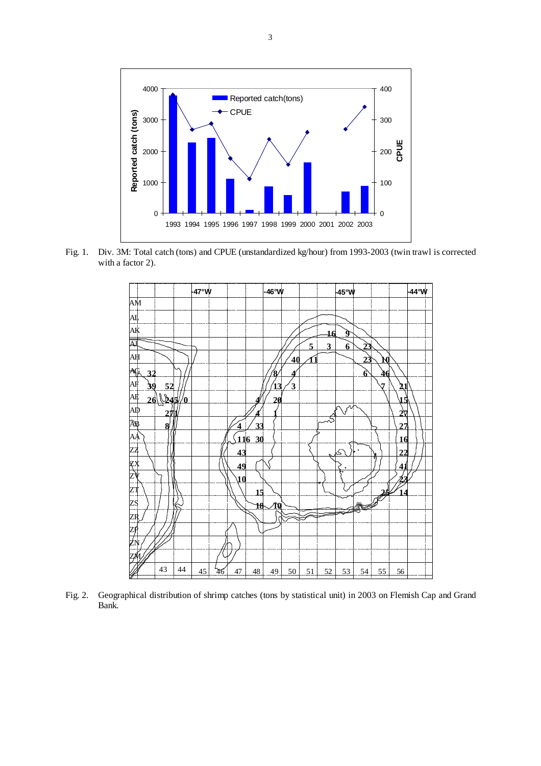4000

3000

2000

1000

0

Reported catch (tons)

Reported catch(tons)

CPUE

400

300

200

100

0

CPUE

1993 1994 1995 1996 1997 1998 1999 2000 2001 2002 2003

Fig. 1. Div. 3M: Total catch (tons) and CPUE (unstandardized kg/hour) from 1993-2003 (twin trawl is corrected with a factor 2).

-47°W -46°W -45°W -44°W

AM AL AK AJ AH AG AF AE AD AB AA ZZ ZX ZV ZT ZS ZR ZP ZN ZM

43 44 45 46 47 48 49 50 51 52 53 54 55 56

16 9 5 3 6 23 40 11 23 10 32 8 4 6 46 39 52 13 3 7 21 26 245 0 4 20 15 271 4 1 27 8 4 33 27 116 30 16 43 22 49 41 10 22 15 25 14 18 10

Fig. 2. Geographical distribution of shrimp catches (tons by statistical unit) in 2003 on Flemish Cap and Grand Bank.